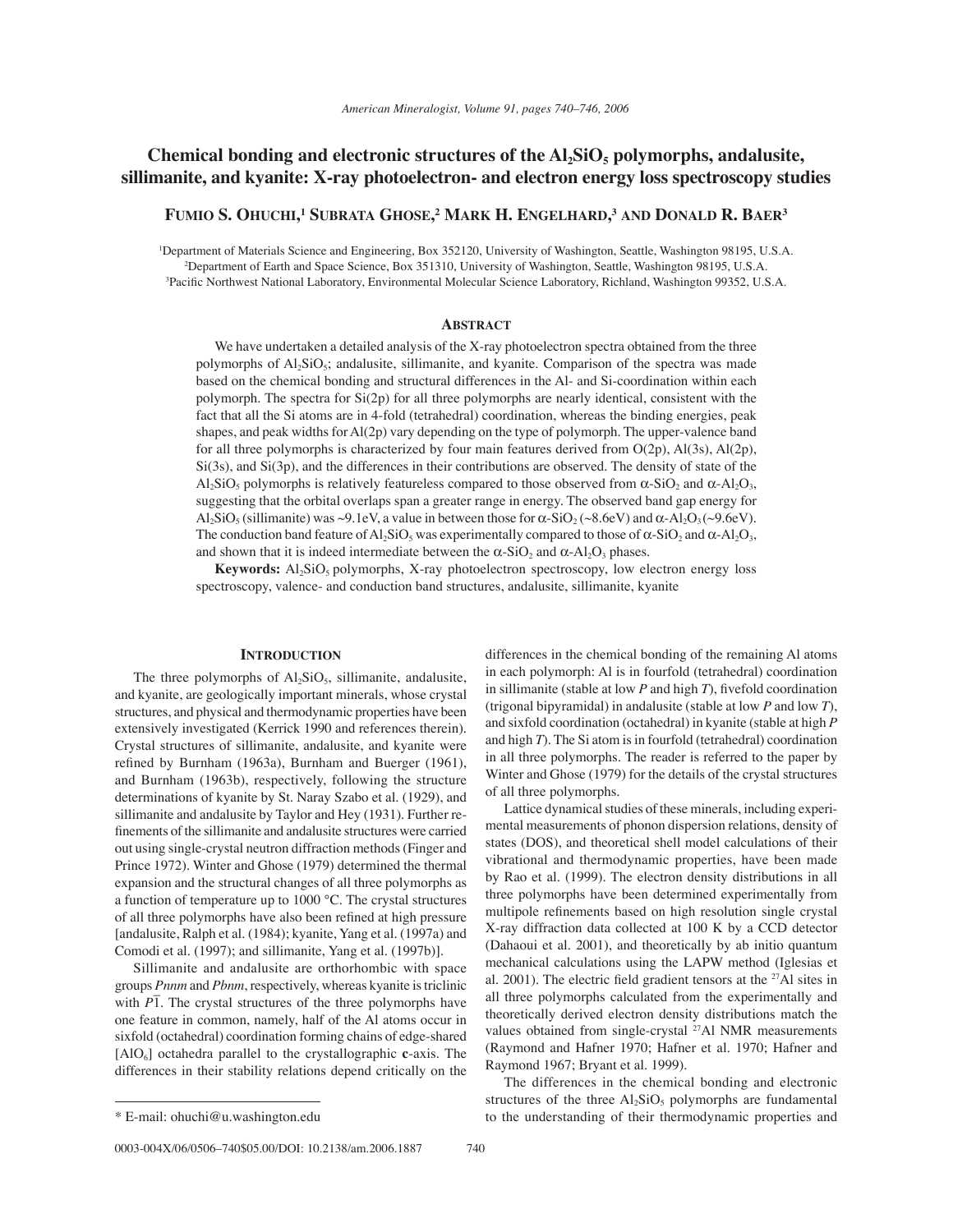# Chemical bonding and electronic structures of the $Al_2SiO_5$ polymorphs, andalusite, sillimanite, and kyanite: X-ray photoelectron- and electron energy loss spectroscopy studies

**Fumio S. Ohuchi,[1] Subrata Ghose,[2] Mark H. Engelhard,[3] and Donald R. Baer[3]**

[1]Department of Materials Science and Engineering, Box 352120, University of Washington, Seattle, Washington 98195, U.S.A.
[2]Department of Earth and Space Science, Box 351310, University of Washington, Seattle, Washington 98195, U.S.A.
[3]Pacific Northwest National Laboratory, Environmental Molecular Science Laboratory, Richland, Washington 99352, U.S.A.

## Abstract

We have undertaken a detailed analysis of the X-ray photoelectron spectra obtained from the three polymorphs of $Al_2SiO_5$; andalusite, sillimanite, and kyanite. Comparison of the spectra was made based on the chemical bonding and structural differences in the Al- and Si-coordination within each polymorph. The spectra for Si(2p) for all three polymorphs are nearly identical, consistent with the fact that all the Si atoms are in 4-fold (tetrahedral) coordination, whereas the binding energies, peak shapes, and peak widths for Al(2p) vary depending on the type of polymorph. The upper-valence band for all three polymorphs is characterized by four main features derived from O(2p), Al(3s), Al(2p), Si(3s), and Si(3p), and the differences in their contributions are observed. The density of state of the $Al_2SiO_5$ polymorphs is relatively featureless compared to those observed from $\alpha$-$SiO_2$ and $\alpha$-$Al_2O_3$, suggesting that the orbital overlaps span a greater range in energy. The observed band gap energy for $Al_2SiO_5$ (sillimanite) was ~9.1eV, a value in between those for $\alpha$-$SiO_2$ (~8.6eV) and $\alpha$-$Al_2O_3$ (~9.6eV). The conduction band feature of $Al_2SiO_5$ was experimentally compared to those of $\alpha$-$SiO_2$ and $\alpha$-$Al_2O_3$, and shown that it is indeed intermediate between the $\alpha$-$SiO_2$ and $\alpha$-$Al_2O_3$ phases.

**Keywords:** $Al_2SiO_5$ polymorphs, X-ray photoelectron spectroscopy, low electron energy loss spectroscopy, valence- and conduction band structures, andalusite, sillimanite, kyanite

## Introduction

The three polymorphs of $Al_2SiO_5$, sillimanite, andalusite, and kyanite, are geologically important minerals, whose crystal structures, and physical and thermodynamic properties have been extensively investigated (Kerrick 1990 and references therein). Crystal structures of sillimanite, andalusite, and kyanite were refined by Burnham (1963a), Burnham and Buerger (1961), and Burnham (1963b), respectively, following the structure determinations of kyanite by St. Naray Szabo et al. (1929), and sillimanite and andalusite by Taylor and Hey (1931). Further refinements of the sillimanite and andalusite structures were carried out using single-crystal neutron diffraction methods (Finger and Prince 1972). Winter and Ghose (1979) determined the thermal expansion and the structural changes of all three polymorphs as a function of temperature up to 1000 °C. The crystal structures of all three polymorphs have also been refined at high pressure [andalusite, Ralph et al. (1984); kyanite, Yang et al. (1997a) and Comodi et al. (1997); and sillimanite, Yang et al. (1997b)].

Sillimanite and andalusite are orthorhombic with space groups *Pnnm* and *Pbnm*, respectively, whereas kyanite is triclinic with $P\bar{1}$. The crystal structures of the three polymorphs have one feature in common, namely, half of the Al atoms occur in sixfold (octahedral) coordination forming chains of edge-shared $[AlO_6]$ octahedra parallel to the crystallographic **c**-axis. The differences in their stability relations depend critically on the differences in the chemical bonding of the remaining Al atoms in each polymorph: Al is in fourfold (tetrahedral) coordination in sillimanite (stable at low *P* and high *T*), fivefold coordination (trigonal bipyramidal) in andalusite (stable at low *P* and low *T*), and sixfold coordination (octahedral) in kyanite (stable at high *P* and high *T*). The Si atom is in fourfold (tetrahedral) coordination in all three polymorphs. The reader is referred to the paper by Winter and Ghose (1979) for the details of the crystal structures of all three polymorphs.

Lattice dynamical studies of these minerals, including experimental measurements of phonon dispersion relations, density of states (DOS), and theoretical shell model calculations of their vibrational and thermodynamic properties, have been made by Rao et al. (1999). The electron density distributions in all three polymorphs have been determined experimentally from multipole refinements based on high resolution single crystal X-ray diffraction data collected at 100 K by a CCD detector (Dahaoui et al. 2001), and theoretically by ab initio quantum mechanical calculations using the LAPW method (Iglesias et al. 2001). The electric field gradient tensors at the $^{27}Al$ sites in all three polymorphs calculated from the experimentally and theoretically derived electron density distributions match the values obtained from single-crystal $^{27}Al$ NMR measurements (Raymond and Hafner 1970; Hafner et al. 1970; Hafner and Raymond 1967; Bryant et al. 1999).

The differences in the chemical bonding and electronic structures of the three $Al_2SiO_5$ polymorphs are fundamental to the understanding of their thermodynamic properties and

\* E-mail: ohuchi@u.washington.edu

0003-004X/06/0506–740$05.00/DOI: 10.2138/am.2006.1887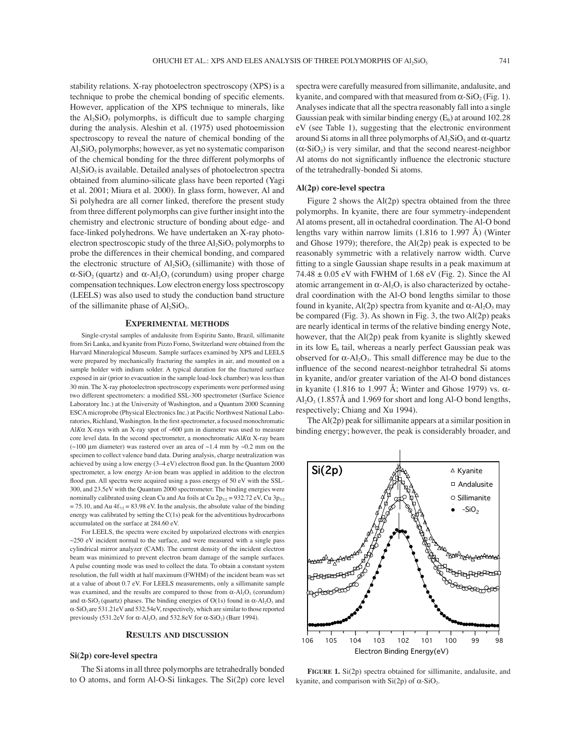stability relations. X-ray photoelectron spectroscopy (XPS) is a technique to probe the chemical bonding of specific elements. However, application of the XPS technique to minerals, like the $Al_2SiO_5$ polymorphs, is difficult due to sample charging during the analysis. Aleshin et al. (1975) used photoemission spectroscopy to reveal the nature of chemical bonding of the $Al_2SiO_5$ polymorphs; however, as yet no systematic comparison of the chemical bonding for the three different polymorphs of $Al_2SiO_5$ is available. Detailed analyses of photoelectron spectra obtained from alumino-silicate glass have been reported (Yagi et al. 2001; Miura et al. 2000). In glass form, however, Al and Si polyhedra are all corner linked, therefore the present study from three different polymorphs can give further insight into the chemistry and electronic structure of bonding about edge- and face-linked polyhedrons. We have undertaken an X-ray photoelectron spectroscopic study of the three $Al_2SiO_5$ polymorphs to probe the differences in their chemical bonding, and compared the electronic structure of $Al_2SiO_5$ (sillimanite) with those of $\alpha$-$SiO_2$ (quartz) and $\alpha$-$Al_2O_3$ (corundum) using proper charge compensation techniques. Low electron energy loss spectroscopy (LEELS) was also used to study the conduction band structure of the sillimanite phase of $Al_2SiO_5$.

## Experimental methods

Single-crystal samples of andalusite from Espiritu Santo, Brazil, sillimanite from Sri Lanka, and kyanite from Pizzo Forno, Switzerland were obtained from the Harvard Mineralogical Museum. Sample surfaces examined by XPS and LEELS were prepared by mechanically fracturing the samples in air, and mounted on a sample holder with indium solder. A typical duration for the fractured surface exposed in air (prior to evacuation in the sample load-lock chamber) was less than 30 min. The X-ray photoelectron spectroscopy experiments were performed using two different spectrometers: a modified SSL-300 spectrometer (Surface Science Laboratory Inc.) at the University of Washington, and a Quantum 2000 Scanning ESCA microprobe (Physical Electronics Inc.) at Pacific Northwest National Laboratories, Richland, Washington. In the first spectrometer, a focused monochromatic Al*K*α X-rays with an X-ray spot of ~600 μm in diameter was used to measure core level data. In the second spectrometer, a monochromatic Al*K*α X-ray beam (~100 μm diameter) was rastered over an area of ~1.4 mm by ~0.2 mm on the specimen to collect valence band data. During analysis, charge neutralization was achieved by using a low energy (3–4 eV) electron flood gun. In the Quantum 2000 spectrometer, a low energy Ar-ion beam was applied in addition to the electron flood gun. All spectra were acquired using a pass energy of 50 eV with the SSL-300, and 23.5eV with the Quantum 2000 spectrometer. The binding energies were nominally calibrated using clean Cu and Au foils at Cu $2p_{3/2}$ = 932.72 eV, Cu $3p_{3/2}$ = 75.10, and Au $4f_{7/2}$ = 83.98 eV. In the analysis, the absolute value of the binding energy was calibrated by setting the C(1s) peak for the adventitious hydrocarbons accumulated on the surface at 284.60 eV.

For LEELS, the spectra were excited by unpolarized electrons with energies ~250 eV incident normal to the surface, and were measured with a single pass cylindrical mirror analyzer (CAM). The current density of the incident electron beam was minimized to prevent electron beam damage of the sample surfaces. A pulse counting mode was used to collect the data. To obtain a constant system resolution, the full width at half maximum (FWHM) of the incident beam was set at a value of about 0.7 eV. For LEELS measurements, only a sillimanite sample was examined, and the results are compared to those from $\alpha$-$Al_2O_3$ (corundum) and $\alpha$-$SiO_2$ (quartz) phases. The binding energies of O(1s) found in $\alpha$-$Al_2O_3$ and $\alpha$-$SiO_2$ are 531.21eV and 532.54eV, respectively, which are similar to those reported previously (531.2eV for $\alpha$-$Al_2O_3$ and 532.8eV for $\alpha$-$SiO_2$) (Barr 1994).

## Results and discussion

### Si(2p) core-level spectra

The Si atoms in all three polymorphs are tetrahedrally bonded to O atoms, and form Al-O-Si linkages. The Si(2p) core level spectra were carefully measured from sillimanite, andalusite, and kyanite, and compared with that measured from $\alpha$-$SiO_2$ (Fig. 1). Analyses indicate that all the spectra reasonably fall into a single Gaussian peak with similar binding energy ($E_b$) at around 102.28 eV (see Table 1), suggesting that the electronic environment around Si atoms in all three polymorphs of $Al_2SiO_5$ and $\alpha$-quartz ($\alpha$-$SiO_2$) is very similar, and that the second nearest-neighbor Al atoms do not significantly influence the electronic stucture of the tetrahedrally-bonded Si atoms.

### Al(2p) core-level spectra

Figure 2 shows the Al(2p) spectra obtained from the three polymorphs. In kyanite, there are four symmetry-independent Al atoms present, all in octahedral coordination. The Al-O bond lengths vary within narrow limits (1.816 to 1.997 Å) (Winter and Ghose 1979); therefore, the Al(2p) peak is expected to be reasonably symmetric with a relatively narrow width. Curve fitting to a single Gaussian shape results in a peak maximum at 74.48 ± 0.05 eV with FWHM of 1.68 eV (Fig. 2). Since the Al atomic arrangement in $\alpha$-$Al_2O_3$ is also characterized by octahedral coordination with the Al-O bond lengths similar to those found in kyanite, Al(2p) spectra from kyanite and $\alpha$-$Al_2O_3$ may be compared (Fig. 3). As shown in Fig. 3, the two Al(2p) peaks are nearly identical in terms of the relative binding energy Note, however, that the Al(2p) peak from kyanite is slightly skewed in its low $E_b$ tail, whereas a nearly perfect Gaussian peak was observed for $\alpha$-$Al_2O_3$. This small difference may be due to the influence of the second nearest-neighbor tetrahedral Si atoms in kyanite, and/or greater variation of the Al-O bond distances in kyanite (1.816 to 1.997 Å; Winter and Ghose 1979) vs. $\alpha$-$Al_2O_3$ (1.857Å and 1.969 for short and long Al-O bond lengths, respectively; Chiang and Xu 1994).

The Al(2p) peak for sillimanite appears at a similar position in binding energy; however, the peak is considerably broader, and

**Figure 1.** Si(2p) spectra obtained for sillimanite, andalusite, and kyanite, and comparison with Si(2p) of $\alpha$-$SiO_2$.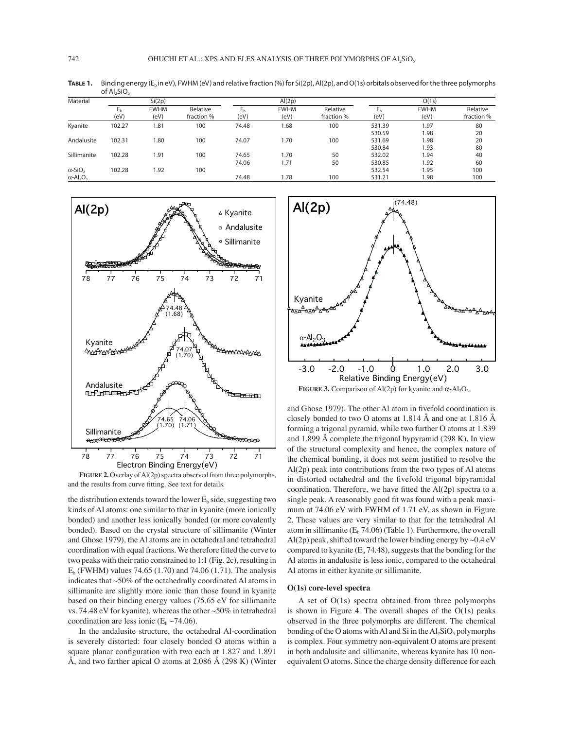**TABLE 1.** Binding energy ($E_b$ in eV), FWHM (eV) and relative fraction (%) for Si(2p), Al(2p), and O(1s) orbitals observed for the three polymorphs of $Al_2SiO_5$

| Material | Si(2p) | | | Al(2p) | | | O(1s) | | |
|---|---|---|---|---|---|---|---|---|---|
| | $E_b$ (eV) | FWHM (eV) | Relative fraction % | $E_b$ (eV) | FWHM (eV) | Relative fraction % | $E_b$ (eV) | FWHM (eV) | Relative fraction % |
| Kyanite | 102.27 | 1.81 | 100 | 74.48 | 1.68 | 100 | 531.39 | 1.97 | 80 |
| | | | | | | | 530.59 | 1.98 | 20 |
| Andalusite | 102.31 | 1.80 | 100 | 74.07 | 1.70 | 100 | 531.69 | 1.98 | 20 |
| | | | | | | | 530.84 | 1.93 | 80 |
| Sillimanite | 102.28 | 1.91 | 100 | 74.65 | 1.70 | 50 | 532.02 | 1.94 | 40 |
| | | | | 74.06 | 1.71 | 50 | 530.85 | 1.92 | 60 |
| $\alpha$-$SiO_2$ | 102.28 | 1.92 | 100 | | | | 532.54 | 1.95 | 100 |
| $\alpha$-$Al_2O_3$ | | | | 74.48 | 1.78 | 100 | 531.21 | 1.98 | 100 |

**FIGURE 2.** Overlay of Al(2p) spectra observed from three polymorphs, and the results from curve fitting. See text for details.

**FIGURE 3.** Comparison of Al(2p) for kyanite and $\alpha$-$Al_2O_3$.

the distribution extends toward the lower $E_b$ side, suggesting two kinds of Al atoms: one similar to that in kyanite (more ionically bonded) and another less ionically bonded (or more covalently bonded). Based on the crystal structure of sillimanite (Winter and Ghose 1979), the Al atoms are in octahedral and tetrahedral coordination with equal fractions. We therefore fitted the curve to two peaks with their ratio constrained to 1:1 (Fig. 2c), resulting in $E_b$ (FWHM) values 74.65 (1.70) and 74.06 (1.71). The analysis indicates that ~50% of the octahedrally coordinated Al atoms in sillimanite are slightly more ionic than those found in kyanite based on their binding energy values (75.65 eV for sillimanite vs. 74.48 eV for kyanite), whereas the other ~50% in tetrahedral coordination are less ionic ($E_b$ ~74.06).

In the andalusite structure, the octahedral Al-coordination is severely distorted: four closely bonded O atoms within a square planar configuration with two each at 1.827 and 1.891 Å, and two farther apical O atoms at 2.086 Å (298 K) (Winter and Ghose 1979). The other Al atom in fivefold coordination is closely bonded to two O atoms at 1.814 Å and one at 1.816 Å forming a trigonal pyramid, while two further O atoms at 1.839 and 1.899 Å complete the trigonal bypyramid (298 K). In view of the structural complexity and hence, the complex nature of the chemical bonding, it does not seem justified to resolve the Al(2p) peak into contributions from the two types of Al atoms in distorted octahedral and the fivefold trigonal bipyramidal coordination. Therefore, we have fitted the Al(2p) spectra to a single peak. A reasonably good fit was found with a peak maximum at 74.06 eV with FWHM of 1.71 eV, as shown in Figure 2. These values are very similar to that for the tetrahedral Al atom in sillimanite ($E_b$ 74.06) (Table 1). Furthermore, the overall Al(2p) peak, shifted toward the lower binding energy by ~0.4 eV compared to kyanite ($E_b$ 74.48), suggests that the bonding for the Al atoms in andalusite is less ionic, compared to the octahedral Al atoms in either kyanite or sillimanite.

### O(1s) core-level spectra

A set of O(1s) spectra obtained from three polymorphs is shown in Figure 4. The overall shapes of the O(1s) peaks observed in the three polymorphs are different. The chemical bonding of the O atoms with Al and Si in the $Al_2SiO_5$ polymorphs is complex. Four symmetry non-equivalent O atoms are present in both andalusite and sillimanite, whereas kyanite has 10 non-equivalent O atoms. Since the charge density difference for each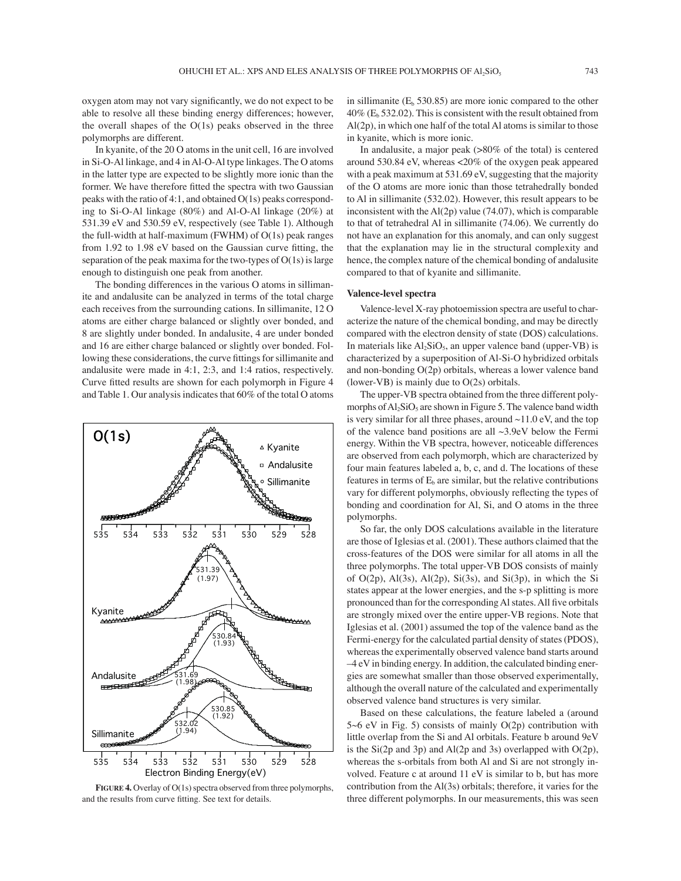oxygen atom may not vary significantly, we do not expect to be able to resolve all these binding energy differences; however, the overall shapes of the O(1s) peaks observed in the three polymorphs are different.

In kyanite, of the 20 O atoms in the unit cell, 16 are involved in Si-O-Al linkage, and 4 in Al-O-Al type linkages. The O atoms in the latter type are expected to be slightly more ionic than the former. We have therefore fitted the spectra with two Gaussian peaks with the ratio of 4:1, and obtained O(1s) peaks corresponding to Si-O-Al linkage (80%) and Al-O-Al linkage (20%) at 531.39 eV and 530.59 eV, respectively (see Table 1). Although the full-width at half-maximum (FWHM) of O(1s) peak ranges from 1.92 to 1.98 eV based on the Gaussian curve fitting, the separation of the peak maxima for the two-types of O(1s) is large enough to distinguish one peak from another.

The bonding differences in the various O atoms in sillimanite and andalusite can be analyzed in terms of the total charge each receives from the surrounding cations. In sillimanite, 12 O atoms are either charge balanced or slightly over bonded, and 8 are slightly under bonded. In andalusite, 4 are under bonded and 16 are either charge balanced or slightly over bonded. Following these considerations, the curve fittings for sillimanite and andalusite were made in 4:1, 2:3, and 1:4 ratios, respectively. Curve fitted results are shown for each polymorph in Figure 4 and Table 1. Our analysis indicates that 60% of the total O atoms in sillimanite ($E_b$ 530.85) are more ionic compared to the other 40% ($E_b$ 532.02). This is consistent with the result obtained from Al(2p), in which one half of the total Al atoms is similar to those in kyanite, which is more ionic.

In andalusite, a major peak (>80% of the total) is centered around 530.84 eV, whereas <20% of the oxygen peak appeared with a peak maximum at 531.69 eV, suggesting that the majority of the O atoms are more ionic than those tetrahedrally bonded to Al in sillimanite (532.02). However, this result appears to be inconsistent with the Al(2p) value (74.07), which is comparable to that of tetrahedral Al in sillimanite (74.06). We currently do not have an explanation for this anomaly, and can only suggest that the explanation may lie in the structural complexity and hence, the complex nature of the chemical bonding of andalusite compared to that of kyanite and sillimanite.

**FIGURE 4.** Overlay of O(1s) spectra observed from three polymorphs, and the results from curve fitting. See text for details.

### Valence-level spectra

Valence-level X-ray photoemission spectra are useful to characterize the nature of the chemical bonding, and may be directly compared with the electron density of state (DOS) calculations. In materials like $Al_2SiO_5$, an upper valence band (upper-VB) is characterized by a superposition of Al-Si-O hybridized orbitals and non-bonding O(2p) orbitals, whereas a lower valence band (lower-VB) is mainly due to O(2s) orbitals.

The upper-VB spectra obtained from the three different polymorphs of $Al_2SiO_5$ are shown in Figure 5. The valence band width is very similar for all three phases, around ~11.0 eV, and the top of the valence band positions are all ~3.9eV below the Fermi energy. Within the VB spectra, however, noticeable differences are observed from each polymorph, which are characterized by four main features labeled a, b, c, and d. The locations of these features in terms of $E_b$ are similar, but the relative contributions vary for different polymorphs, obviously reflecting the types of bonding and coordination for Al, Si, and O atoms in the three polymorphs.

So far, the only DOS calculations available in the literature are those of Iglesias et al. (2001). These authors claimed that the cross-features of the DOS were similar for all atoms in all the three polymorphs. The total upper-VB DOS consists of mainly of O(2p), Al(3s), Al(2p), Si(3s), and Si(3p), in which the Si states appear at the lower energies, and the s-p splitting is more pronounced than for the corresponding Al states. All five orbitals are strongly mixed over the entire upper-VB regions. Note that Iglesias et al. (2001) assumed the top of the valence band as the Fermi-energy for the calculated partial density of states (PDOS), whereas the experimentally observed valence band starts around –4 eV in binding energy. In addition, the calculated binding energies are somewhat smaller than those observed experimentally, although the overall nature of the calculated and experimentally observed valence band structures is very similar.

Based on these calculations, the feature labeled a (around 5~6 eV in Fig. 5) consists of mainly O(2p) contribution with little overlap from the Si and Al orbitals. Feature b around 9eV is the Si(2p and 3p) and Al(2p and 3s) overlapped with O(2p), whereas the s-orbitals from both Al and Si are not strongly involved. Feature c at around 11 eV is similar to b, but has more contribution from the Al(3s) orbitals; therefore, it varies for the three different polymorphs. In our measurements, this was seen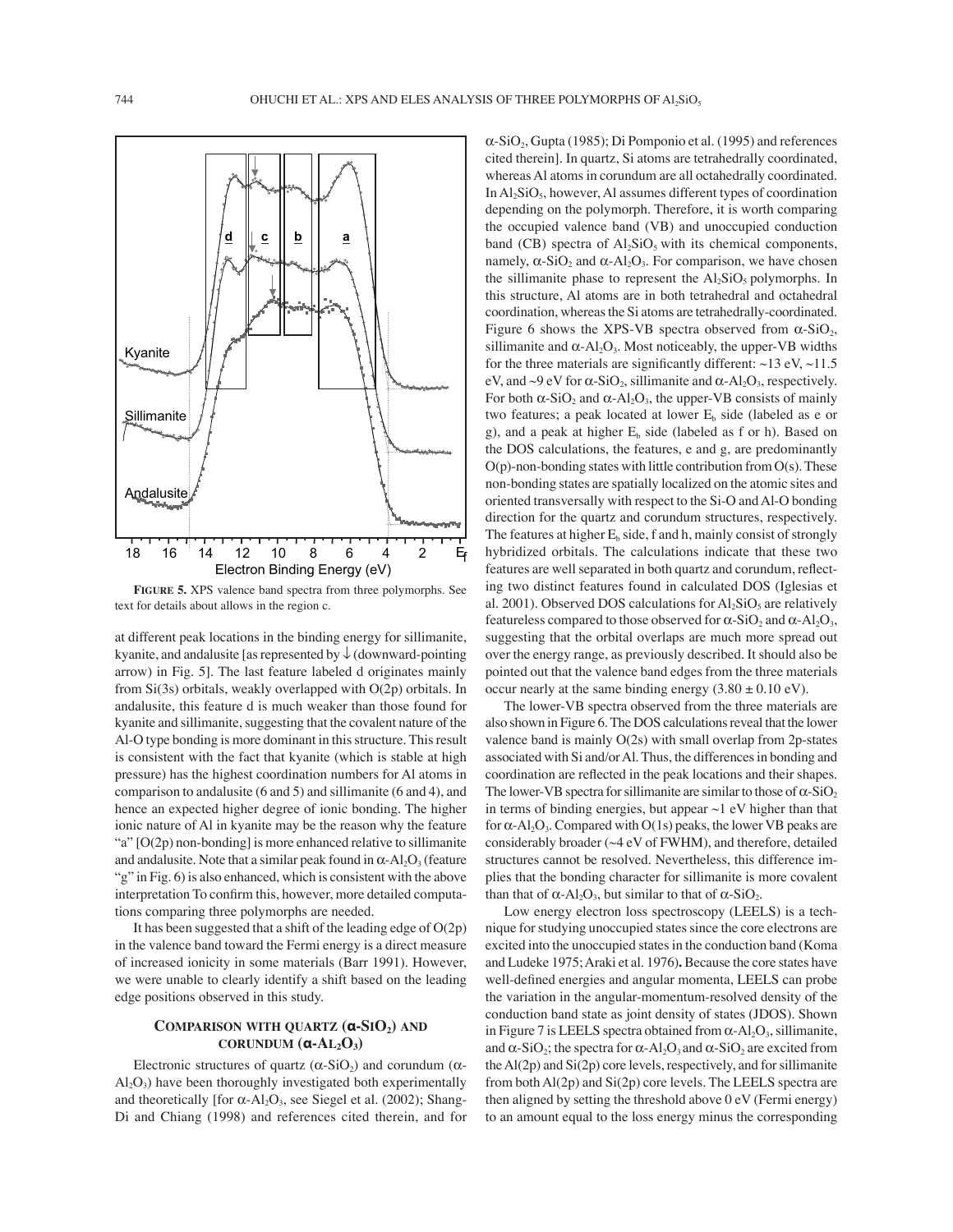**FIGURE 5.** XPS valence band spectra from three polymorphs. See text for details about allows in the region c.

at different peak locations in the binding energy for sillimanite, kyanite, and andalusite [as represented by ↓ (downward-pointing arrow) in Fig. 5]. The last feature labeled d originates mainly from Si(3s) orbitals, weakly overlapped with O(2p) orbitals. In andalusite, this feature d is much weaker than those found for kyanite and sillimanite, suggesting that the covalent nature of the Al-O type bonding is more dominant in this structure. This result is consistent with the fact that kyanite (which is stable at high pressure) has the highest coordination numbers for Al atoms in comparison to andalusite (6 and 5) and sillimanite (6 and 4), and hence an expected higher degree of ionic bonding. The higher ionic nature of Al in kyanite may be the reason why the feature "a" [O(2p) non-bonding] is more enhanced relative to sillimanite and andalusite. Note that a similar peak found in $\alpha$-$Al_2O_3$ (feature "g" in Fig. 6) is also enhanced, which is consistent with the above interpretation To confirm this, however, more detailed computations comparing three polymorphs are needed.

It has been suggested that a shift of the leading edge of O(2p) in the valence band toward the Fermi energy is a direct measure of increased ionicity in some materials (Barr 1991). However, we were unable to clearly identify a shift based on the leading edge positions observed in this study.

## COMPARISON WITH QUARTZ ($\alpha$-$SiO_2$) AND CORUNDUM ($\alpha$-$Al_2O_3$)

Electronic structures of quartz ($\alpha$-$SiO_2$) and corundum ($\alpha$-$Al_2O_3$) have been thoroughly investigated both experimentally and theoretically [for $\alpha$-$Al_2O_3$, see Siegel et al. (2002); Shang-Di and Chiang (1998) and references cited therein, and for $\alpha$-$SiO_2$, Gupta (1985); Di Pomponio et al. (1995) and references cited therein]. In quartz, Si atoms are tetrahedrally coordinated, whereas Al atoms in corundum are all octahedrally coordinated. In $Al_2SiO_5$, however, Al assumes different types of coordination depending on the polymorph. Therefore, it is worth comparing the occupied valence band (VB) and unoccupied conduction band (CB) spectra of $Al_2SiO_5$ with its chemical components, namely, $\alpha$-$SiO_2$ and $\alpha$-$Al_2O_3$. For comparison, we have chosen the sillimanite phase to represent the $Al_2SiO_5$ polymorphs. In this structure, Al atoms are in both tetrahedral and octahedral coordination, whereas the Si atoms are tetrahedrally-coordinated. Figure 6 shows the XPS-VB spectra observed from $\alpha$-$SiO_2$, sillimanite and $\alpha$-$Al_2O_3$. Most noticeably, the upper-VB widths for the three materials are significantly different: ~13 eV, ~11.5 eV, and ~9 eV for $\alpha$-$SiO_2$, sillimanite and $\alpha$-$Al_2O_3$, respectively. For both $\alpha$-$SiO_2$ and $\alpha$-$Al_2O_3$, the upper-VB consists of mainly two features; a peak located at lower $E_b$ side (labeled as e or g), and a peak at higher $E_b$ side (labeled as f or h). Based on the DOS calculations, the features, e and g, are predominantly O(p)-non-bonding states with little contribution from O(s). These non-bonding states are spatially localized on the atomic sites and oriented transversally with respect to the Si-O and Al-O bonding direction for the quartz and corundum structures, respectively. The features at higher $E_b$ side, f and h, mainly consist of strongly hybridized orbitals. The calculations indicate that these two features are well separated in both quartz and corundum, reflecting two distinct features found in calculated DOS (Iglesias et al. 2001). Observed DOS calculations for $Al_2SiO_5$ are relatively featureless compared to those observed for $\alpha$-$SiO_2$ and $\alpha$-$Al_2O_3$, suggesting that the orbital overlaps are much more spread out over the energy range, as previously described. It should also be pointed out that the valence band edges from the three materials occur nearly at the same binding energy ($3.80 \pm 0.10$ eV).

The lower-VB spectra observed from the three materials are also shown in Figure 6. The DOS calculations reveal that the lower valence band is mainly O(2s) with small overlap from 2p-states associated with Si and/or Al. Thus, the differences in bonding and coordination are reflected in the peak locations and their shapes. The lower-VB spectra for sillimanite are similar to those of $\alpha$-$SiO_2$ in terms of binding energies, but appear ~1 eV higher than that for $\alpha$-$Al_2O_3$. Compared with O(1s) peaks, the lower VB peaks are considerably broader (~4 eV of FWHM), and therefore, detailed structures cannot be resolved. Nevertheless, this difference implies that the bonding character for sillimanite is more covalent than that of $\alpha$-$Al_2O_3$, but similar to that of $\alpha$-$SiO_2$.

Low energy electron loss spectroscopy (LEELS) is a technique for studying unoccupied states since the core electrons are excited into the unoccupied states in the conduction band (Koma and Ludeke 1975; Araki et al. 1976)**.** Because the core states have well-defined energies and angular momenta, LEELS can probe the variation in the angular-momentum-resolved density of the conduction band state as joint density of states (JDOS). Shown in Figure 7 is LEELS spectra obtained from $\alpha$-$Al_2O_3$, sillimanite, and $\alpha$-$SiO_2$; the spectra for $\alpha$-$Al_2O_3$ and $\alpha$-$SiO_2$ are excited from the Al(2p) and Si(2p) core levels, respectively, and for sillimanite from both Al(2p) and Si(2p) core levels. The LEELS spectra are then aligned by setting the threshold above 0 eV (Fermi energy) to an amount equal to the loss energy minus the corresponding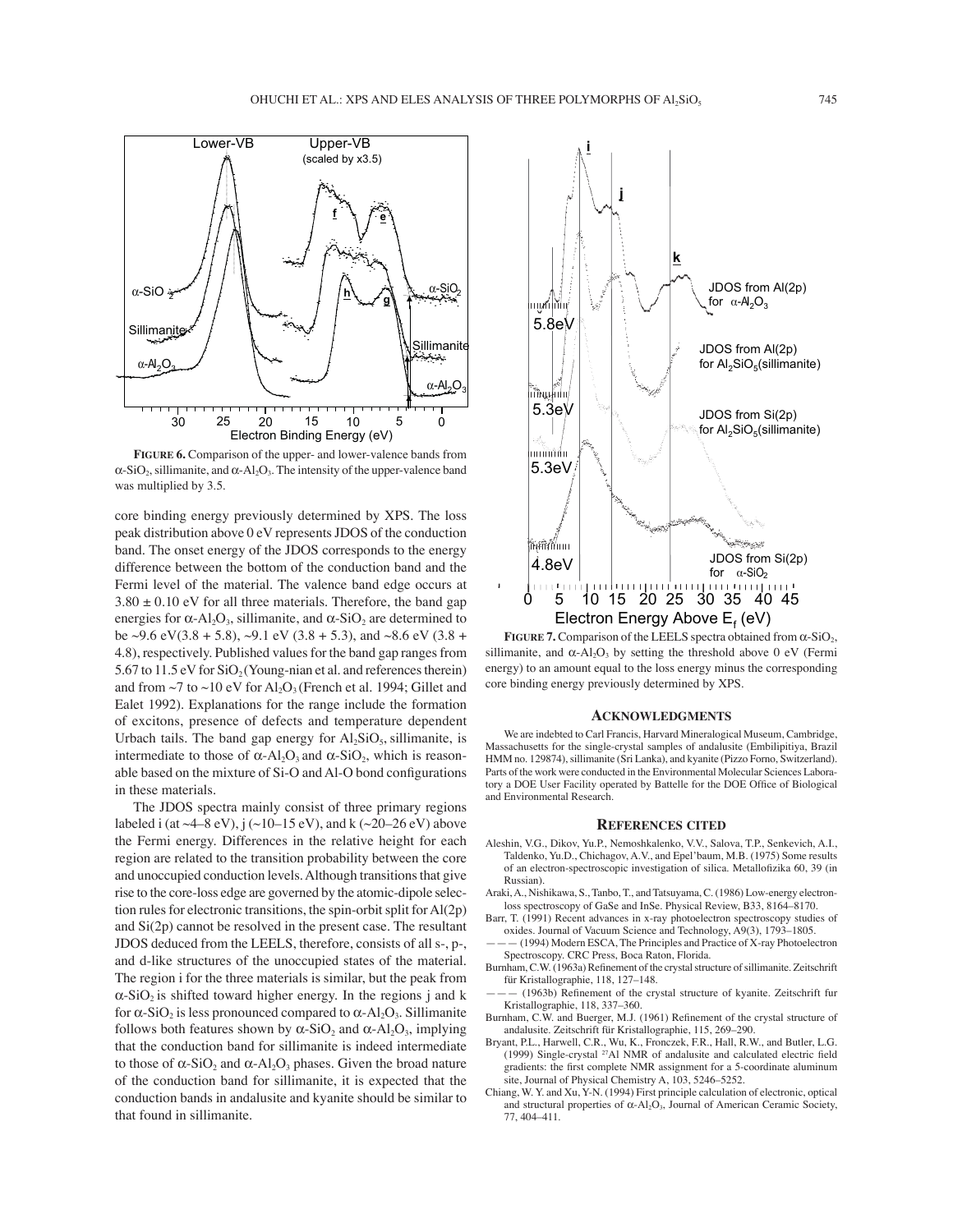**FIGURE 6.** Comparison of the upper- and lower-valence bands from $\alpha$-$SiO_2$, sillimanite, and $\alpha$-$Al_2O_3$. The intensity of the upper-valence band was multiplied by 3.5.

core binding energy previously determined by XPS. The loss peak distribution above 0 eV represents JDOS of the conduction band. The onset energy of the JDOS corresponds to the energy difference between the bottom of the conduction band and the Fermi level of the material. The valence band edge occurs at $3.80 \pm 0.10$ eV for all three materials. Therefore, the band gap energies for $\alpha$-$Al_2O_3$, sillimanite, and $\alpha$-$SiO_2$ are determined to be ~9.6 eV(3.8 + 5.8), ~9.1 eV (3.8 + 5.3), and ~8.6 eV (3.8 + 4.8), respectively. Published values for the band gap ranges from 5.67 to 11.5 eV for $SiO_2$ (Young-nian et al. and references therein) and from ~7 to ~10 eV for $Al_2O_3$ (French et al. 1994; Gillet and Ealet 1992). Explanations for the range include the formation of excitons, presence of defects and temperature dependent Urbach tails. The band gap energy for $Al_2SiO_5$, sillimanite, is intermediate to those of $\alpha$-$Al_2O_3$ and $\alpha$-$SiO_2$, which is reasonable based on the mixture of Si-O and Al-O bond configurations in these materials.

The JDOS spectra mainly consist of three primary regions labeled i (at ~4–8 eV), j (~10–15 eV), and k (~20–26 eV) above the Fermi energy. Differences in the relative height for each region are related to the transition probability between the core and unoccupied conduction levels. Although transitions that give rise to the core-loss edge are governed by the atomic-dipole selection rules for electronic transitions, the spin-orbit split for Al(2p) and Si(2p) cannot be resolved in the present case. The resultant JDOS deduced from the LEELS, therefore, consists of all s-, p-, and d-like structures of the unoccupied states of the material. The region i for the three materials is similar, but the peak from $\alpha$-$SiO_2$ is shifted toward higher energy. In the regions j and k for $\alpha$-$SiO_2$ is less pronounced compared to $\alpha$-$Al_2O_3$. Sillimanite follows both features shown by $\alpha$-$SiO_2$ and $\alpha$-$Al_2O_3$, implying that the conduction band for sillimanite is indeed intermediate to those of $\alpha$-$SiO_2$ and $\alpha$-$Al_2O_3$ phases. Given the broad nature of the conduction band for sillimanite, it is expected that the conduction bands in andalusite and kyanite should be similar to that found in sillimanite.

**FIGURE 7.** Comparison of the LEELS spectra obtained from $\alpha$-$SiO_2$, sillimanite, and $\alpha$-$Al_2O_3$ by setting the threshold above 0 eV (Fermi energy) to an amount equal to the loss energy minus the corresponding core binding energy previously determined by XPS.

## ACKNOWLEDGMENTS

We are indebted to Carl Francis, Harvard Mineralogical Museum, Cambridge, Massachusetts for the single-crystal samples of andalusite (Embilipitiya, Brazil HMM no. 129874), sillimanite (Sri Lanka), and kyanite (Pizzo Forno, Switzerland). Parts of the work were conducted in the Environmental Molecular Sciences Laboratory a DOE User Facility operated by Battelle for the DOE Office of Biological and Environmental Research.

## REFERENCES CITED

Aleshin, V.G., Dikov, Yu.P., Nemoshkalenko, V.V., Salova, T.P., Senkevich, A.I., Taldenko, Yu.D., Chichagov, A.V., and Epel'baum, M.B. (1975) Some results of an electron-spectroscopic investigation of silica. Metallofizika 60, 39 (in Russian).

Araki, A., Nishikawa, S., Tanbo, T., and Tatsuyama, C. (1986) Low-energy electron-loss spectroscopy of GaSe and InSe. Physical Review, B33, 8164–8170.

Barr, T. (1991) Recent advances in x-ray photoelectron spectroscopy studies of oxides. Journal of Vacuum Science and Technology, A9(3), 1793–1805.

——— (1994) Modern ESCA, The Principles and Practice of X-ray Photoelectron Spectroscopy. CRC Press, Boca Raton, Florida.

Burnham, C.W. (1963a) Refinement of the crystal structure of sillimanite. Zeitschrift für Kristallographie, 118, 127–148.

——— (1963b) Refinement of the crystal structure of kyanite. Zeitschrift fur Kristallographie, 118, 337–360.

Burnham, C.W. and Buerger, M.J. (1961) Refinement of the crystal structure of andalusite. Zeitschrift für Kristallographie, 115, 269–290.

Bryant, P.L., Harwell, C.R., Wu, K., Fronczek, F.R., Hall, R.W., and Butler, L.G. (1999) Single-crystal [27]Al NMR of andalusite and calculated electric field gradients: the first complete NMR assignment for a 5-coordinate aluminum site, Journal of Physical Chemistry A, 103, 5246–5252.

Chiang, W. Y. and Xu, Y-N. (1994) First principle calculation of electronic, optical and structural properties of $\alpha$-$Al_2O_3$, Journal of American Ceramic Society, 77, 404–411.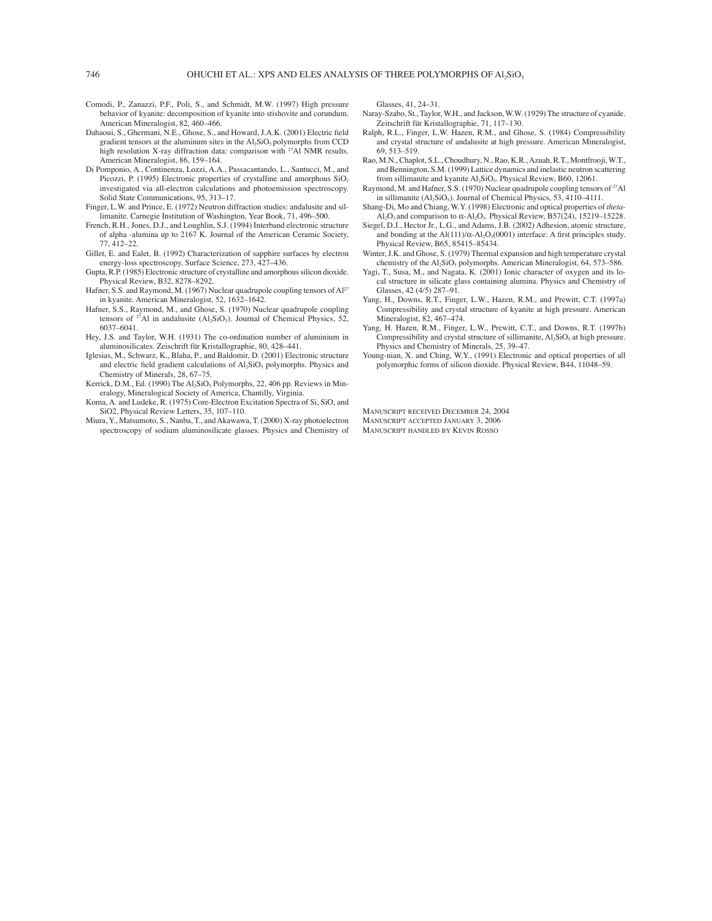Comodi, P., Zanazzi, P.F., Poli, S., and Schmidt, M.W. (1997) High pressure behavior of kyanite: decomposition of kyanite into stishovite and corundum. American Mineralogist, 82, 460–466.

Dahaoui, S., Ghermani, N.E., Ghose, S., and Howard, J.A.K. (2001) Electric field gradient tensors at the aluminum sites in the $Al_2SiO_5$ polymorphs from CCD high resolution X-ray diffraction data: comparison with $^{27}$Al NMR results. American Mineralogist, 86, 159–164.

Di Pomponio, A., Continenza, Lozzi, A.A., Passacantando, L., Santucci, M., and Picozzi, P. (1995) Electronic properties of crystalline and amorphous $SiO_2$ investigated via all-electron calculations and photoemission spectroscopy. Solid State Communications, 95, 313–17.

Finger, L.W. and Prince, E. (1972) Neutron diffraction studies: andalusite and sillimanite. Carnegie Institution of Washington, Year Book, 71, 496–500.

French, R.H., Jones, D.J., and Loughlin, S.J. (1994) Interband electronic structure of alpha -alumina up to 2167 K. Journal of the American Ceramic Society, 77, 412–22.

Gillet, E. and Ealet, B. (1992) Characterization of sapphire surfaces by electron energy-loss spectroscopy. Surface Science, 273, 427–436.

Gupta, R.P. (1985) Electronic structure of crystalline and amorphous silicon dioxide. Physical Review, B32, 8278–8292.

Hafner, S.S. and Raymond, M. (1967) Nuclear quadrupole coupling tensors of $Al^{27}$ in kyanite. American Mineralogist, 52, 1632–1642.

Hafner, S.S., Raymond, M., and Ghose, S. (1970) Nuclear quadrupole coupling tensors of $^{27}$Al in andalusite ($Al_2SiO_5$). Journal of Chemical Physics, 52, 6037–6041.

Hey, J.S. and Taylor, W.H. (1931) The co-ordination number of aluminium in aluminosilicates. Zeischrift für Kristallographie, 80, 428–441.

Iglesias, M., Schwarz, K., Blaha, P., and Baldomir, D. (2001) Electronic structure and electric field gradient calculations of $Al_2SiO_5$ polymorphs. Physics and Chemistry of Minerals, 28, 67–75.

Kerrick, D.M., Ed. (1990) The $Al_2SiO_5$ Polymorphs, 22, 406 pp. Reviews in Mineralogy, Mineralogical Society of America, Chantilly, Virginia.

Koma, A. and Ludeke, R. (1975) Core-Electron Excitation Spectra of Si, SiO, and SiO2, Physical Review Letters, 35, 107–110.

Miura, Y., Matsumoto, S., Nanba, T., and Akawawa, T. (2000) X-ray photoelectron spectroscopy of sodium aluminosilicate glasses. Physics and Chemistry of Glasses, 41, 24–31.

Naray-Szabo, St., Taylor, W.H., and Jackson, W.W. (1929) The structure of cyanide. Zeitschrift für Kristallographie, 71, 117–130.

Ralph, R.L., Finger, L.W. Hazen, R.M., and Ghose, S. (1984) Compressibility and crystal structure of andalusite at high pressure. American Mineralogist, 69, 513–519.

Rao, M.N., Chaplot, S.L., Choudhury, N., Rao, K.R., Azuah, R.T., Montfrooji, W.T., and Bennington, S.M. (1999) Lattice dynamics and inelastic neutron scattering from sillimanite and kyanite $Al_2SiO_5$. Physical Review, B60, 12061.

Raymond, M. and Hafner, S.S. (1970) Nuclear quadrupole coupling tensors of $^{27}$Al in sillimanite ($Al_2SiO_5$). Journal of Chemical Physics, 53, 4110–4111.

Shang-Di, Mo and Chiang, W.Y. (1998) Electronic and optical properties of *theta*-$Al_2O_3$ and comparison to $\alpha$-$Al_2O_3$. Physical Review, B57(24), 15219–15228.

Siegel, D.J., Hector Jr., L.G., and Adams, J.B. (2002) Adhesion, atomic structure, and bonding at the Al(111)/$\alpha$-$Al_2O_3$(0001) interface: A first principles study. Physical Review, B65, 85415–85434.

Winter, J.K. and Ghose, S. (1979) Thermal expansion and high temperature crystal chemistry of the $Al_2SiO_5$ polymorphs. American Mineralogist, 64, 573–586.

Yagi, T., Susa, M., and Nagata, K. (2001) Ionic character of oxygen and its local structure in silicate glass containing alumina. Physics and Chemistry of Glasses, 42 (4/5) 287–91.

Yang, H., Downs, R.T., Finger, L.W., Hazen, R.M., and Prewitt, C.T. (1997a) Compressibility and crystal structure of kyanite at high pressure. American Mineralogist, 82, 467–474.

Yang, H. Hazen, R.M., Finger, L.W., Prewitt, C.T., and Downs, R.T. (1997b) Compressibility and crystal structure of sillimanite, $Al_2SiO_5$ at high pressure. Physics and Chemistry of Minerals, 25, 39–47.

Young-nian, X. and Ching, W.Y., (1991) Electronic and optical properties of all polymorphic forms of silicon dioxide. Physical Review, B44, 11048–59.

MANUSCRIPT RECEIVED DECEMBER 24, 2004
MANUSCRIPT ACCEPTED JANUARY 3, 2006
MANUSCRIPT HANDLED BY KEVIN ROSSO